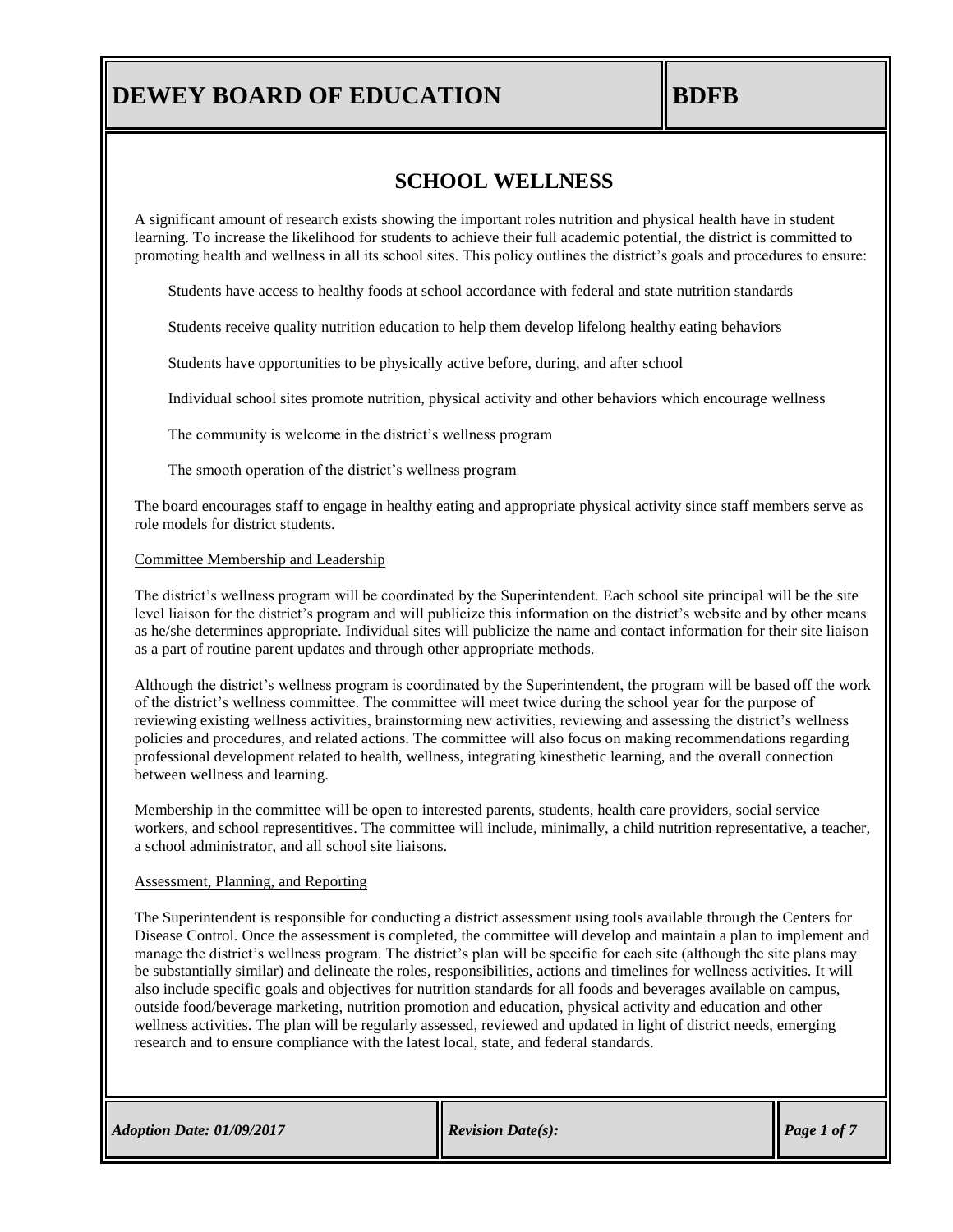# DEWEY BOARD OF EDUCATION

**BDFB**

## SCHOOL WELLNESS

A significant amount of research exists showing the important roles nutrition and physical health have in student learning. To increase the likelihood for students to achieve their full academic potential, the district is committed to promoting health and wellness in all its school sites. This policy outlines the district's goals and procedures to ensure:

Students have access to healthy foods at school accordance with federal and state nutrition standards

Students receive quality nutrition education to help them develop lifelong healthy eating behaviors

Students have opportunities to be physically active before, during, and after school

Individual school sites promote nutrition, physical activity and other behaviors which encourage wellness

The community is welcome in the district's wellness program

The smooth operation of the district's wellness program

The board encourages staff to engage in healthy eating and appropriate physical activity since staff members serve as role models for district students.

Committee Membership and Leadership

The district's wellness program will be coordinated by the Superintendent. Each school site principal will be the site level liaison for the district's program and will publicize this information on the district's website and by other means as he/she determines appropriate. Individual sites will publicize the name and contact information for their site liaison as a part of routine parent updates and through other appropriate methods.

Although the district's wellness program is coordinated by the Superintendent, the program will be based off the work of the district's wellness committee. The committee will meet twice during the school year for the purpose of reviewing existing wellness activities, brainstorming new activities, reviewing and assessing the district's wellness policies and procedures, and related actions. The committee will also focus on making recommendations regarding professional development related to health, wellness, integrating kinesthetic learning, and the overall connection between wellness and learning.

Membership in the committee will be open to interested parents, students, health care providers, social service workers, and school representitives. The committee will include, minimally, a child nutrition representative, a teacher, a school administrator, and all school site liaisons.

Assessment, Planning, and Reporting

The Superintendent is responsible for conducting a district assessment using tools available through the Centers for Disease Control. Once the assessment is completed, the committee will develop and maintain a plan to implement and manage the district's wellness program. The district's plan will be specific for each site (although the site plans may be substantially similar) and delineate the roles, responsibilities, actions and timelines for wellness activities. It will also include specific goals and objectives for nutrition standards for all foods and beverages available on campus, outside food/beverage marketing, nutrition promotion and education, physical activity and education and other wellness activities. The plan will be regularly assessed, reviewed and updated in light of district needs, emerging research and to ensure compliance with the latest local, state, and federal standards.

*Adoption Date: 01/09/2017* | *Revision Date(s):*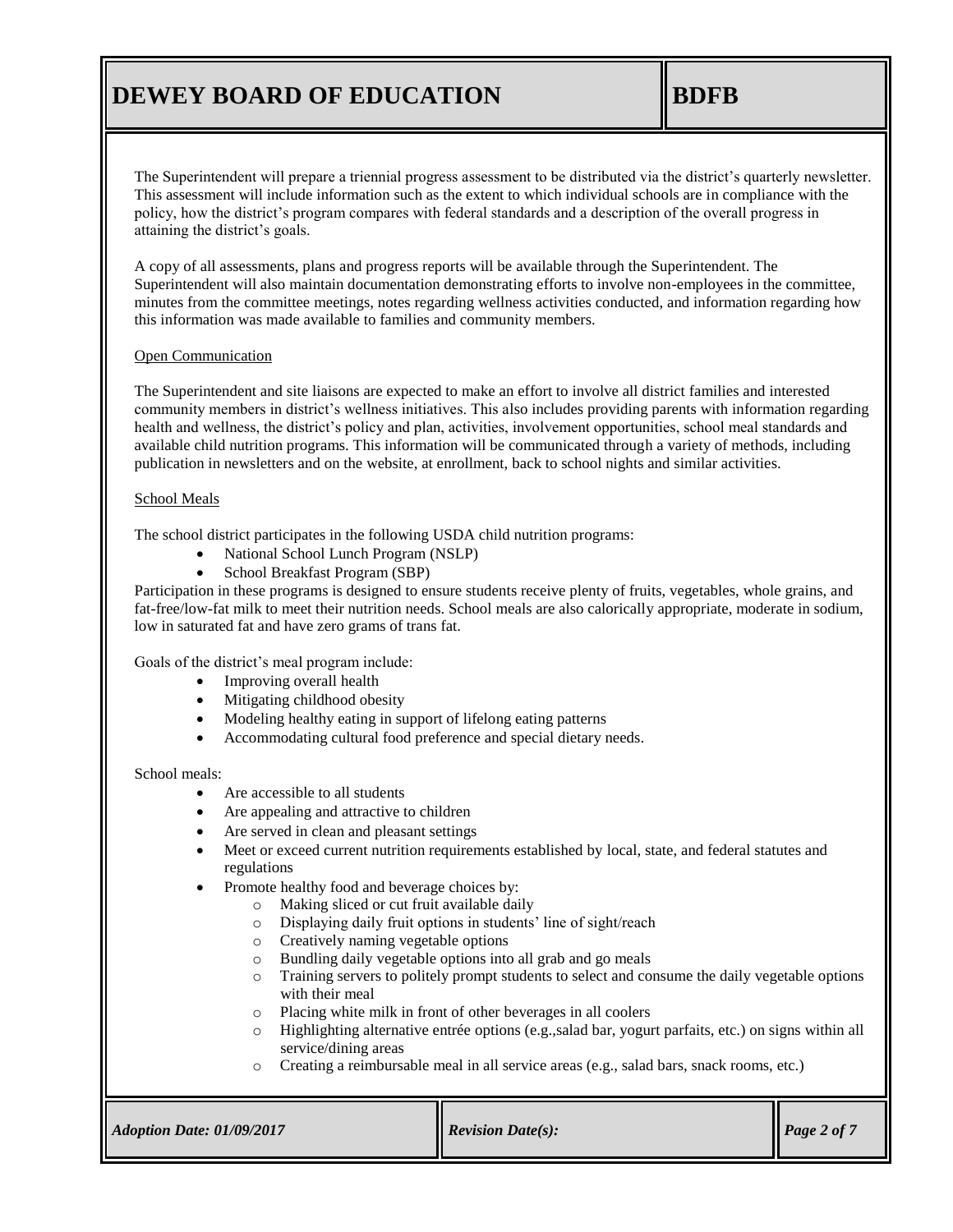The Superintendent will prepare a triennial progress assessment to be distributed via the district's quarterly newsletter. This assessment will include information such as the extent to which individual schools are in compliance with the policy, how the district's program compares with federal standards and a description of the overall progress in attaining the district's goals.

A copy of all assessments, plans and progress reports will be available through the Superintendent. The Superintendent will also maintain documentation demonstrating efforts to involve non-employees in the committee, minutes from the committee meetings, notes regarding wellness activities conducted, and information regarding how this information was made available to families and community members.

Open Communication

The Superintendent and site liaisons are expected to make an effort to involve all district families and interested community members in district's wellness initiatives. This also includes providing parents with information regarding health and wellness, the district's policy and plan, activities, involvement opportunities, school meal standards and available child nutrition programs. This information will be communicated through a variety of methods, including publication in newsletters and on the website, at enrollment, back to school nights and similar activities.

School Meals

The school district participates in the following USDA child nutrition programs:

- National School Lunch Program (NSLP)
- School Breakfast Program (SBP)

Participation in these programs is designed to ensure students receive plenty of fruits, vegetables, whole grains, and fat-free/low-fat milk to meet their nutrition needs. School meals are also calorically appropriate, moderate in sodium, low in saturated fat and have zero grams of trans fat.

Goals of the district's meal program include:

- Improving overall health
- Mitigating childhood obesity
- Modeling healthy eating in support of lifelong eating patterns
- Accommodating cultural food preference and special dietary needs.

School meals:

- Are accessible to all students
- Are appealing and attractive to children
- Are served in clean and pleasant settings
- Meet or exceed current nutrition requirements established by local, state, and federal statutes and regulations
- Promote healthy food and beverage choices by:
  - Making sliced or cut fruit available daily
  - Displaying daily fruit options in students' line of sight/reach
  - Creatively naming vegetable options
  - Bundling daily vegetable options into all grab and go meals
  - Training servers to politely prompt students to select and consume the daily vegetable options with their meal
  - Placing white milk in front of other beverages in all coolers
  - Highlighting alternative entrée options (e.g.,salad bar, yogurt parfaits, etc.) on signs within all service/dining areas
  - Creating a reimbursable meal in all service areas (e.g., salad bars, snack rooms, etc.)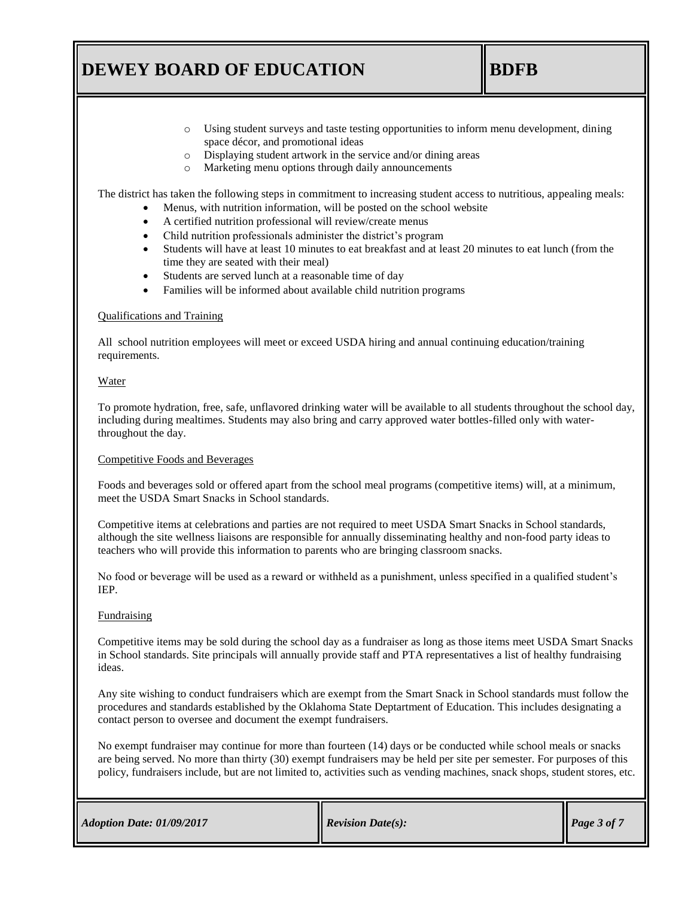- Using student surveys and taste testing opportunities to inform menu development, dining space décor, and promotional ideas
- Displaying student artwork in the service and/or dining areas
- Marketing menu options through daily announcements

The district has taken the following steps in commitment to increasing student access to nutritious, appealing meals:

- Menus, with nutrition information, will be posted on the school website
- A certified nutrition professional will review/create menus
- Child nutrition professionals administer the district's program
- Students will have at least 10 minutes to eat breakfast and at least 20 minutes to eat lunch (from the time they are seated with their meal)
- Students are served lunch at a reasonable time of day
- Families will be informed about available child nutrition programs

Qualifications and Training

All school nutrition employees will meet or exceed USDA hiring and annual continuing education/training requirements.

Water

To promote hydration, free, safe, unflavored drinking water will be available to all students throughout the school day, including during mealtimes. Students may also bring and carry approved water bottles-filled only with water-throughout the day.

Competitive Foods and Beverages

Foods and beverages sold or offered apart from the school meal programs (competitive items) will, at a minimum, meet the USDA Smart Snacks in School standards.

Competitive items at celebrations and parties are not required to meet USDA Smart Snacks in School standards, although the site wellness liaisons are responsible for annually disseminating healthy and non-food party ideas to teachers who will provide this information to parents who are bringing classroom snacks.

No food or beverage will be used as a reward or withheld as a punishment, unless specified in a qualified student's IEP.

Fundraising

Competitive items may be sold during the school day as a fundraiser as long as those items meet USDA Smart Snacks in School standards. Site principals will annually provide staff and PTA representatives a list of healthy fundraising ideas.

Any site wishing to conduct fundraisers which are exempt from the Smart Snack in School standards must follow the procedures and standards established by the Oklahoma State Deptartment of Education. This includes designating a contact person to oversee and document the exempt fundraisers.

No exempt fundraiser may continue for more than fourteen (14) days or be conducted while school meals or snacks are being served. No more than thirty (30) exempt fundraisers may be held per site per semester. For purposes of this policy, fundraisers include, but are not limited to, activities such as vending machines, snack shops, student stores, etc.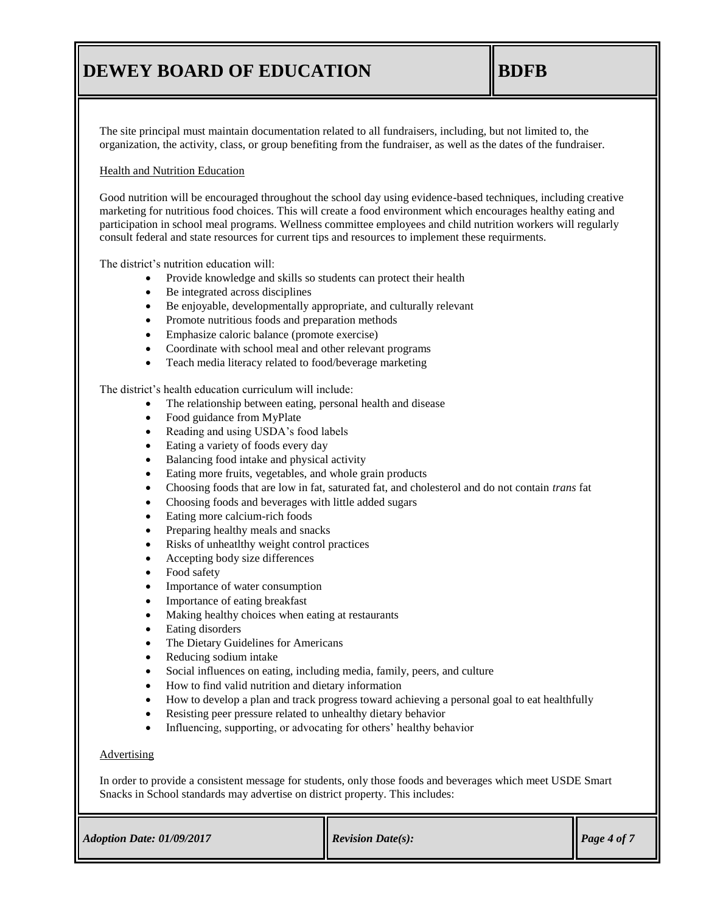The site principal must maintain documentation related to all fundraisers, including, but not limited to, the organization, the activity, class, or group benefiting from the fundraiser, as well as the dates of the fundraiser.

Health and Nutrition Education

Good nutrition will be encouraged throughout the school day using evidence-based techniques, including creative marketing for nutritious food choices. This will create a food environment which encourages healthy eating and participation in school meal programs. Wellness committee employees and child nutrition workers will regularly consult federal and state resources for current tips and resources to implement these requirments.

The district's nutrition education will:

- Provide knowledge and skills so students can protect their health
- Be integrated across disciplines
- Be enjoyable, developmentally appropriate, and culturally relevant
- Promote nutritious foods and preparation methods
- Emphasize caloric balance (promote exercise)
- Coordinate with school meal and other relevant programs
- Teach media literacy related to food/beverage marketing

The district's health education curriculum will include:

- The relationship between eating, personal health and disease
- Food guidance from MyPlate
- Reading and using USDA's food labels
- Eating a variety of foods every day
- Balancing food intake and physical activity
- Eating more fruits, vegetables, and whole grain products
- Choosing foods that are low in fat, saturated fat, and cholesterol and do not contain *trans* fat
- Choosing foods and beverages with little added sugars
- Eating more calcium-rich foods
- Preparing healthy meals and snacks
- Risks of unheatlthy weight control practices
- Accepting body size differences
- Food safety
- Importance of water consumption
- Importance of eating breakfast
- Making healthy choices when eating at restaurants
- Eating disorders
- The Dietary Guidelines for Americans
- Reducing sodium intake
- Social influences on eating, including media, family, peers, and culture
- How to find valid nutrition and dietary information
- How to develop a plan and track progress toward achieving a personal goal to eat healthfully
- Resisting peer pressure related to unhealthy dietary behavior
- Influencing, supporting, or advocating for others' healthy behavior

Advertising

In order to provide a consistent message for students, only those foods and beverages which meet USDE Smart Snacks in School standards may advertise on district property. This includes: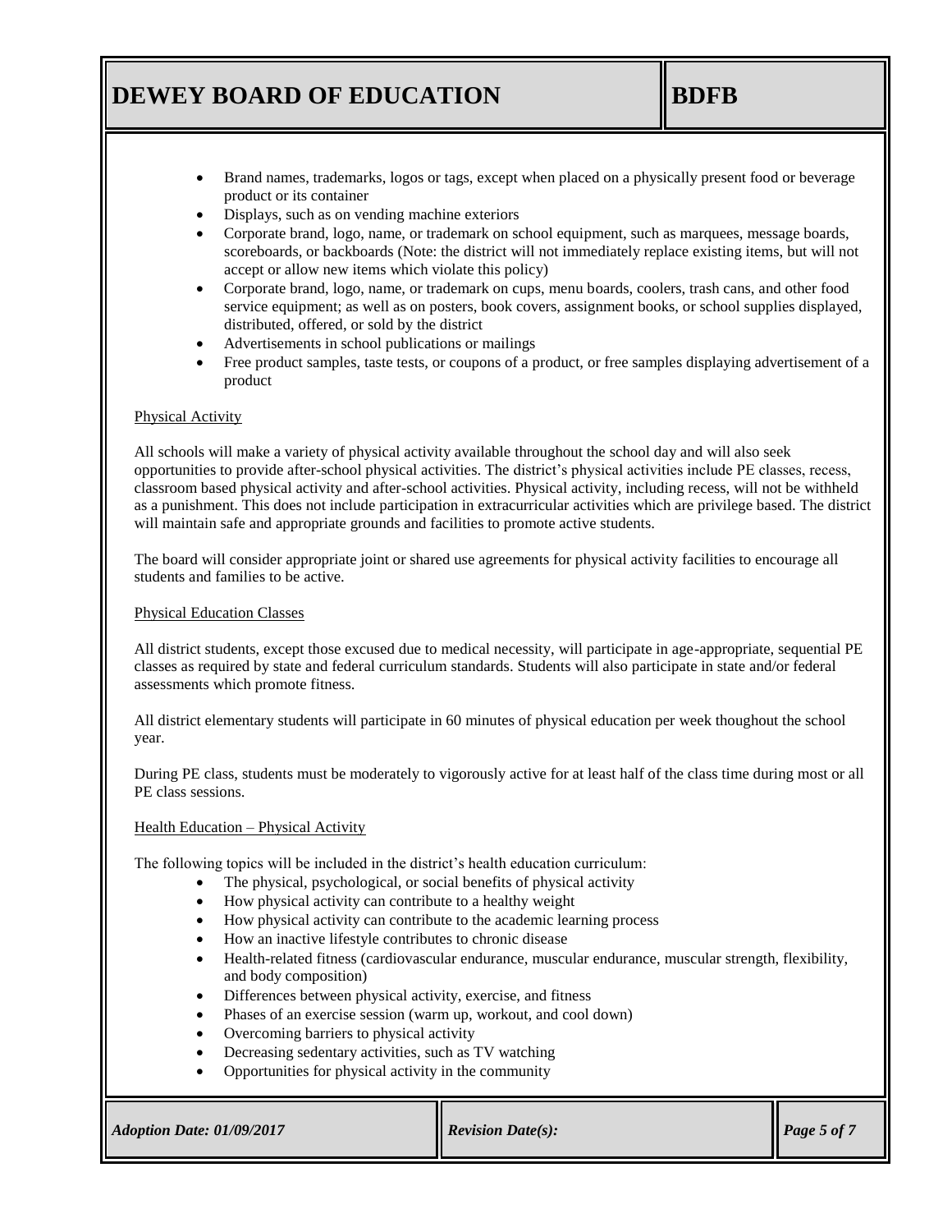- Brand names, trademarks, logos or tags, except when placed on a physically present food or beverage product or its container
- Displays, such as on vending machine exteriors
- Corporate brand, logo, name, or trademark on school equipment, such as marquees, message boards, scoreboards, or backboards (Note: the district will not immediately replace existing items, but will not accept or allow new items which violate this policy)
- Corporate brand, logo, name, or trademark on cups, menu boards, coolers, trash cans, and other food service equipment; as well as on posters, book covers, assignment books, or school supplies displayed, distributed, offered, or sold by the district
- Advertisements in school publications or mailings
- Free product samples, taste tests, or coupons of a product, or free samples displaying advertisement of a product

<u>Physical Activity</u>

All schools will make a variety of physical activity available throughout the school day and will also seek opportunities to provide after-school physical activities. The district's physical activities include PE classes, recess, classroom based physical activity and after-school activities. Physical activity, including recess, will not be withheld as a punishment. This does not include participation in extracurricular activities which are privilege based. The district will maintain safe and appropriate grounds and facilities to promote active students.

The board will consider appropriate joint or shared use agreements for physical activity facilities to encourage all students and families to be active.

<u>Physical Education Classes</u>

All district students, except those excused due to medical necessity, will participate in age-appropriate, sequential PE classes as required by state and federal curriculum standards. Students will also participate in state and/or federal assessments which promote fitness.

All district elementary students will participate in 60 minutes of physical education per week thoughout the school year.

During PE class, students must be moderately to vigorously active for at least half of the class time during most or all PE class sessions.

<u>Health Education – Physical Activity</u>

The following topics will be included in the district's health education curriculum:

- The physical, psychological, or social benefits of physical activity
- How physical activity can contribute to a healthy weight
- How physical activity can contribute to the academic learning process
- How an inactive lifestyle contributes to chronic disease
- Health-related fitness (cardiovascular endurance, muscular endurance, muscular strength, flexibility, and body composition)
- Differences between physical activity, exercise, and fitness
- Phases of an exercise session (warm up, workout, and cool down)
- Overcoming barriers to physical activity
- Decreasing sedentary activities, such as TV watching
- Opportunities for physical activity in the community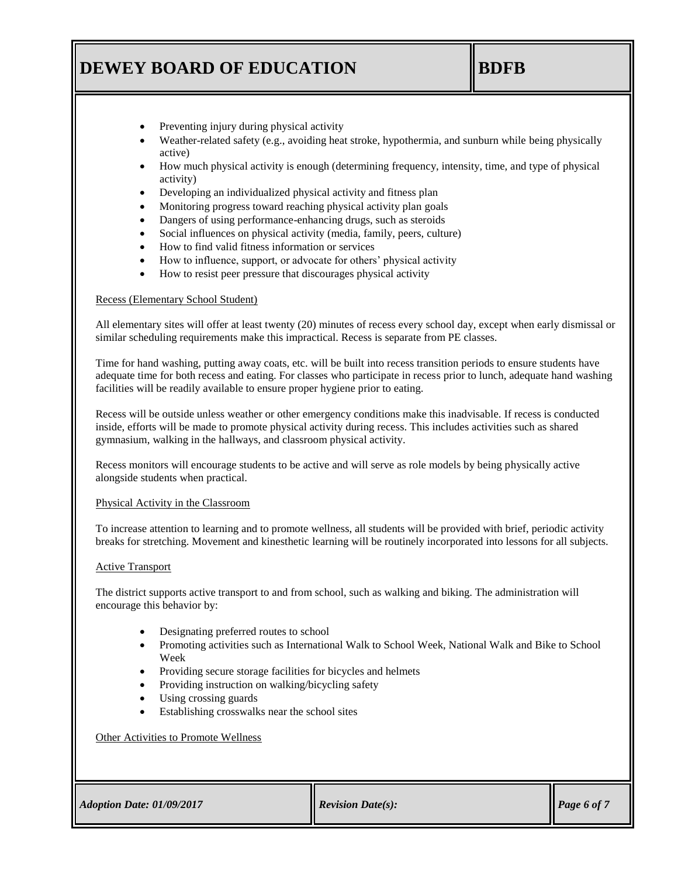- Preventing injury during physical activity
- Weather-related safety (e.g., avoiding heat stroke, hypothermia, and sunburn while being physically active)
- How much physical activity is enough (determining frequency, intensity, time, and type of physical activity)
- Developing an individualized physical activity and fitness plan
- Monitoring progress toward reaching physical activity plan goals
- Dangers of using performance-enhancing drugs, such as steroids
- Social influences on physical activity (media, family, peers, culture)
- How to find valid fitness information or services
- How to influence, support, or advocate for others' physical activity
- How to resist peer pressure that discourages physical activity

<u>Recess (Elementary School Student)</u>

All elementary sites will offer at least twenty (20) minutes of recess every school day, except when early dismissal or similar scheduling requirements make this impractical. Recess is separate from PE classes.

Time for hand washing, putting away coats, etc. will be built into recess transition periods to ensure students have adequate time for both recess and eating. For classes who participate in recess prior to lunch, adequate hand washing facilities will be readily available to ensure proper hygiene prior to eating.

Recess will be outside unless weather or other emergency conditions make this inadvisable. If recess is conducted inside, efforts will be made to promote physical activity during recess. This includes activities such as shared gymnasium, walking in the hallways, and classroom physical activity.

Recess monitors will encourage students to be active and will serve as role models by being physically active alongside students when practical.

<u>Physical Activity in the Classroom</u>

To increase attention to learning and to promote wellness, all students will be provided with brief, periodic activity breaks for stretching. Movement and kinesthetic learning will be routinely incorporated into lessons for all subjects.

<u>Active Transport</u>

The district supports active transport to and from school, such as walking and biking. The administration will encourage this behavior by:

- Designating preferred routes to school
- Promoting activities such as International Walk to School Week, National Walk and Bike to School Week
- Providing secure storage facilities for bicycles and helmets
- Providing instruction on walking/bicycling safety
- Using crossing guards
- Establishing crosswalks near the school sites

<u>Other Activities to Promote Wellness</u>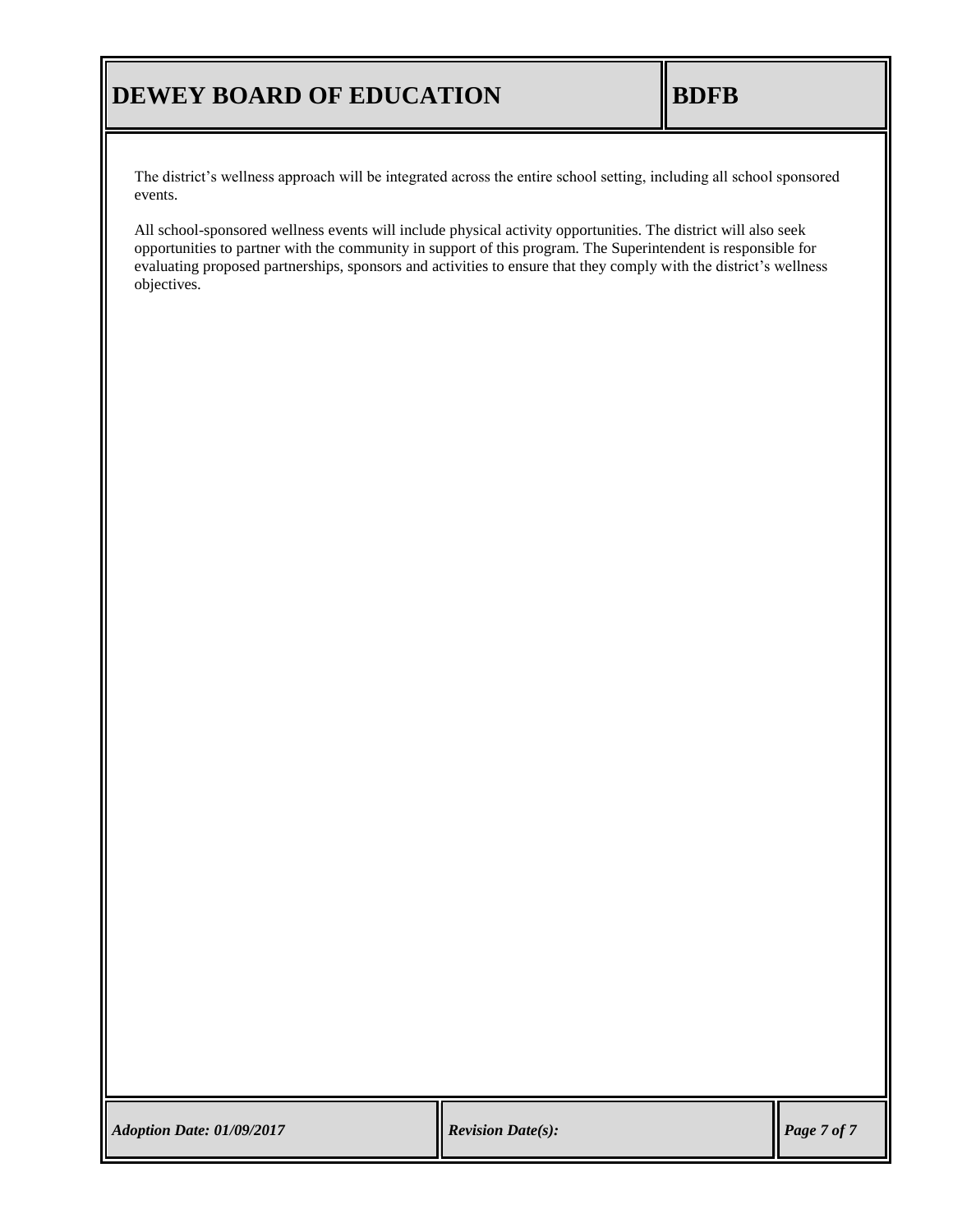The district's wellness approach will be integrated across the entire school setting, including all school sponsored events.

All school-sponsored wellness events will include physical activity opportunities. The district will also seek opportunities to partner with the community in support of this program. The Superintendent is responsible for evaluating proposed partnerships, sponsors and activities to ensure that they comply with the district's wellness objectives.